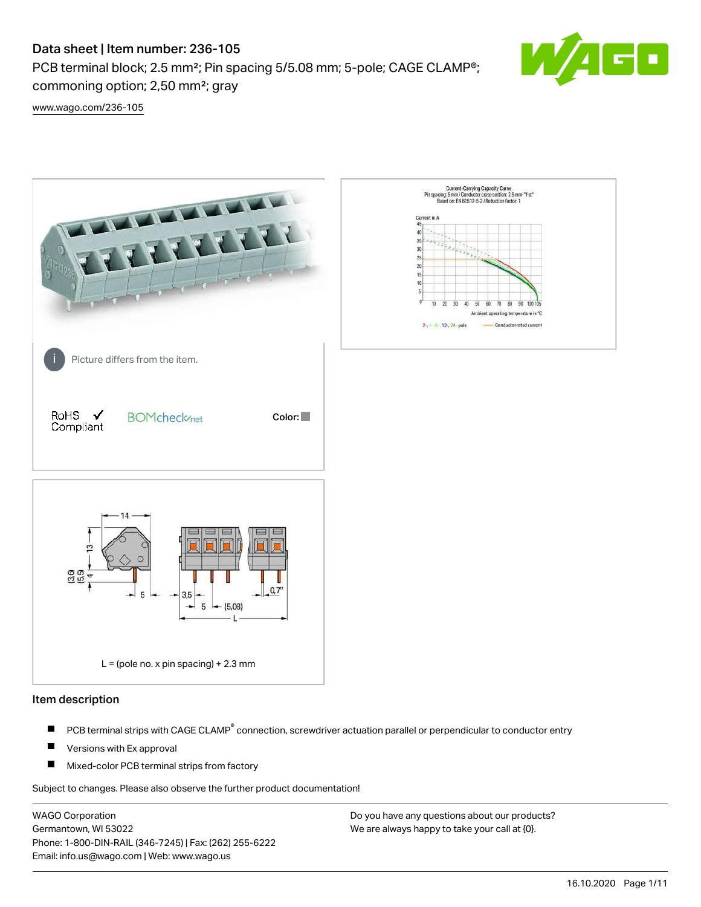# Data sheet | Item number: 236-105

PCB terminal block; 2.5 mm²; Pin spacing 5/5.08 mm; 5-pole; CAGE CLAMP®; commoning option; 2,50 mm²; gray

www.wago.com/236-105

Picture differs from the item.

RoHS ✓ Compliant

BOMcheck.net

Color:

L = (pole no. x pin spacing) + 2.3 mm

## Item description

- PCB terminal strips with CAGE CLAMP® connection, screwdriver actuation parallel or perpendicular to conductor entry
- Versions with Ex approval
- Mixed-color PCB terminal strips from factory

Subject to changes. Please also observe the further product documentation!

WAGO Corporation
Germantown, WI 53022
Phone: 1-800-DIN-RAIL (346-7245) | Fax: (262) 255-6222
Email: info.us@wago.com | Web: www.wago.us

Do you have any questions about our products?
We are always happy to take your call at {0}.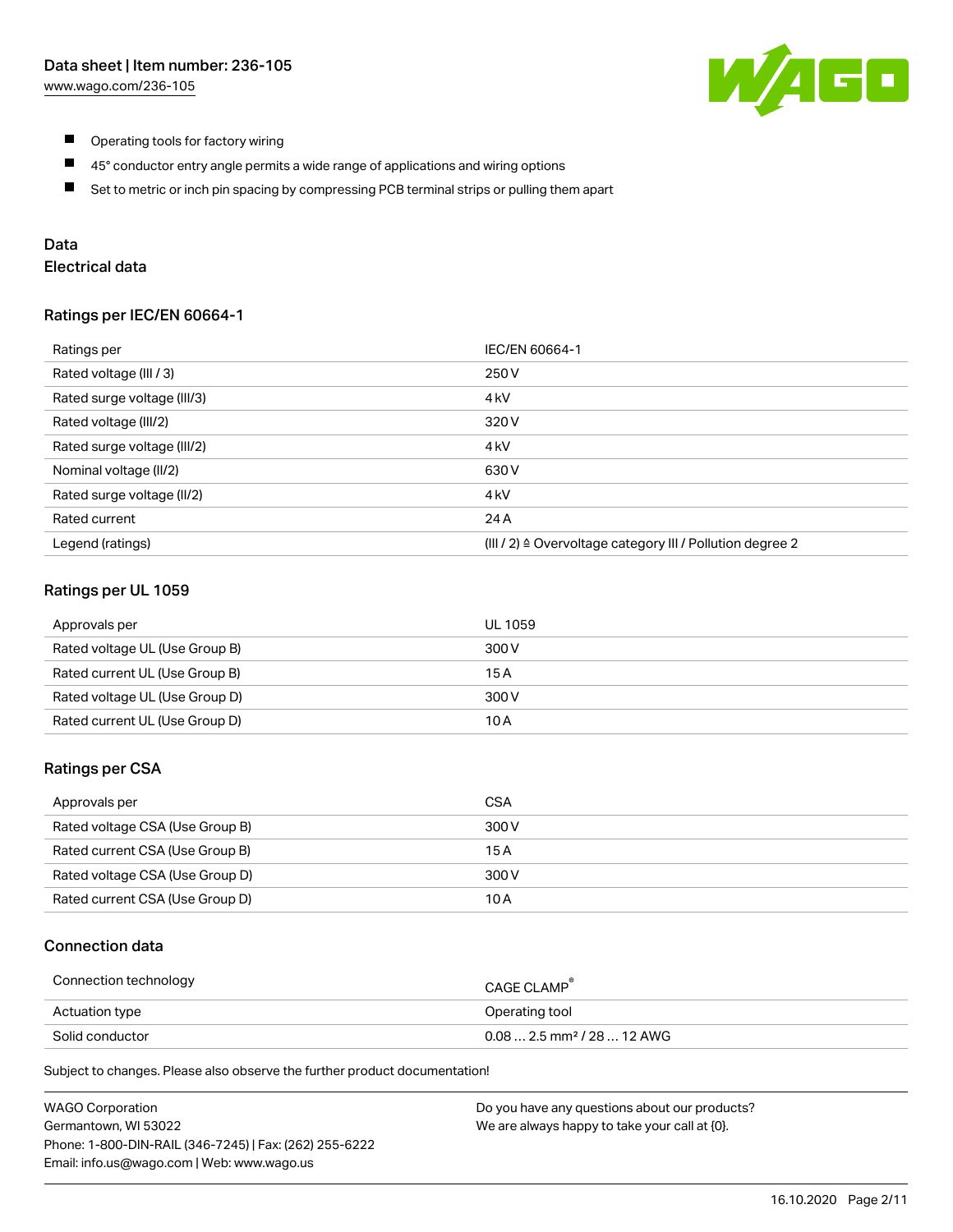- Operating tools for factory wiring
- 45° conductor entry angle permits a wide range of applications and wiring options
- Set to metric or inch pin spacing by compressing PCB terminal strips or pulling them apart

## Data

### Electrical data

#### Ratings per IEC/EN 60664-1

| Ratings per | IEC/EN 60664-1 |
|---|---|
| Rated voltage (III / 3) | 250 V |
| Rated surge voltage (III/3) | 4 kV |
| Rated voltage (III/2) | 320 V |
| Rated surge voltage (III/2) | 4 kV |
| Nominal voltage (II/2) | 630 V |
| Rated surge voltage (II/2) | 4 kV |
| Rated current | 24 A |
| Legend (ratings) | (III / 2) ≙ Overvoltage category III / Pollution degree 2 |

#### Ratings per UL 1059

| Approvals per | UL 1059 |
|---|---|
| Rated voltage UL (Use Group B) | 300 V |
| Rated current UL (Use Group B) | 15 A |
| Rated voltage UL (Use Group D) | 300 V |
| Rated current UL (Use Group D) | 10 A |

#### Ratings per CSA

| Approvals per | CSA |
|---|---|
| Rated voltage CSA (Use Group B) | 300 V |
| Rated current CSA (Use Group B) | 15 A |
| Rated voltage CSA (Use Group D) | 300 V |
| Rated current CSA (Use Group D) | 10 A |

### Connection data

| Connection technology | CAGE CLAMP® |
|---|---|
| Actuation type | Operating tool |
| Solid conductor | 0.08 … 2.5 mm² / 28 … 12 AWG |

Subject to changes. Please also observe the further product documentation!

WAGO Corporation
Germantown, WI 53022
Phone: 1-800-DIN-RAIL (346-7245) | Fax: (262) 255-6222
Email: info.us@wago.com | Web: www.wago.us

Do you have any questions about our products?
We are always happy to take your call at {0}.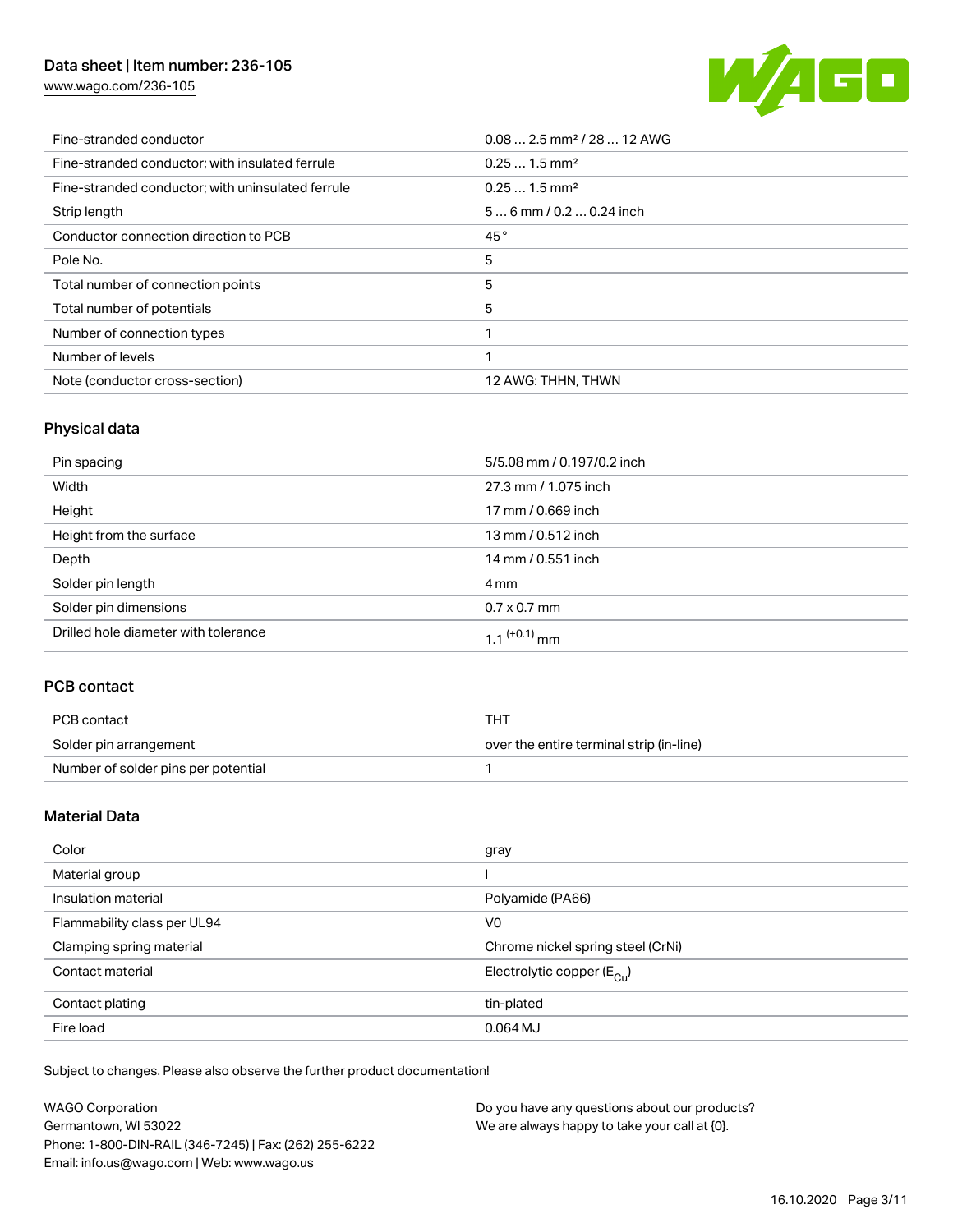| | |
|---|---|
| Fine-stranded conductor | 0.08 … 2.5 mm² / 28 … 12 AWG |
| Fine-stranded conductor; with insulated ferrule | 0.25 … 1.5 mm² |
| Fine-stranded conductor; with uninsulated ferrule | 0.25 … 1.5 mm² |
| Strip length | 5 … 6 mm / 0.2 … 0.24 inch |
| Conductor connection direction to PCB | 45 ° |
| Pole No. | 5 |
| Total number of connection points | 5 |
| Total number of potentials | 5 |
| Number of connection types | 1 |
| Number of levels | 1 |
| Note (conductor cross-section) | 12 AWG: THHN, THWN |

## Physical data

| | |
|---|---|
| Pin spacing | 5/5.08 mm / 0.197/0.2 inch |
| Width | 27.3 mm / 1.075 inch |
| Height | 17 mm / 0.669 inch |
| Height from the surface | 13 mm / 0.512 inch |
| Depth | 14 mm / 0.551 inch |
| Solder pin length | 4 mm |
| Solder pin dimensions | 0.7 x 0.7 mm |
| Drilled hole diameter with tolerance | $1.1^{(+0.1)}$ mm |

## PCB contact

| | |
|---|---|
| PCB contact | THT |
| Solder pin arrangement | over the entire terminal strip (in-line) |
| Number of solder pins per potential | 1 |

## Material Data

| | |
|---|---|
| Color | gray |
| Material group | I |
| Insulation material | Polyamide (PA66) |
| Flammability class per UL94 | V0 |
| Clamping spring material | Chrome nickel spring steel (CrNi) |
| Contact material | Electrolytic copper ($E_{Cu}$) |
| Contact plating | tin-plated |
| Fire load | 0.064 MJ |

Subject to changes. Please also observe the further product documentation!

WAGO Corporation
Germantown, WI 53022
Phone: 1-800-DIN-RAIL (346-7245) | Fax: (262) 255-6222
Email: info.us@wago.com | Web: www.wago.us

Do you have any questions about our products?
We are always happy to take your call at {0}.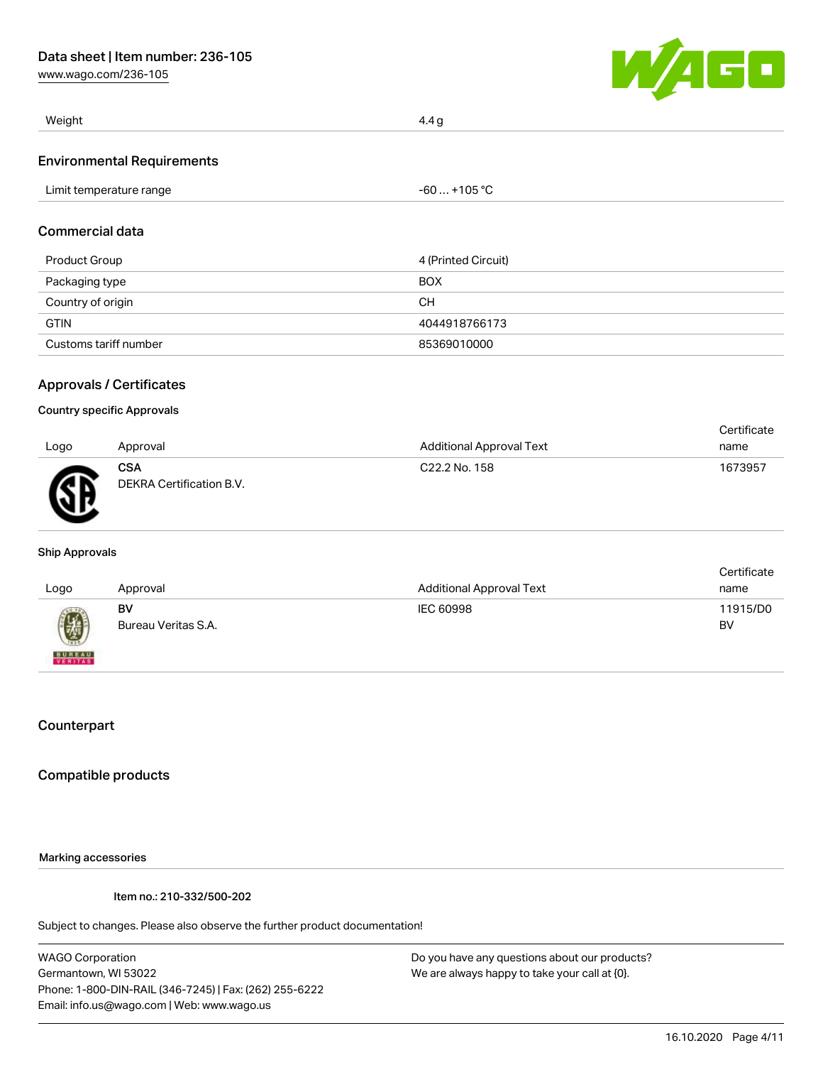| Weight | 4.4 g |
| --- | --- |

## Environmental Requirements

| Limit temperature range | -60 … +105 °C |
| --- | --- |

## Commercial data

| Product Group | 4 (Printed Circuit) |
| --- | --- |
| Packaging type | BOX |
| Country of origin | CH |
| GTIN | 4044918766173 |
| Customs tariff number | 85369010000 |

## Approvals / Certificates

### Country specific Approvals

| Logo | Approval | Additional Approval Text | Certificate name |
| --- | --- | --- | --- |
| | **CSA** DEKRA Certification B.V. | C22.2 No. 158 | 1673957 |

### Ship Approvals

| Logo | Approval | Additional Approval Text | Certificate name |
| --- | --- | --- | --- |
| | **BV** Bureau Veritas S.A. | IEC 60998 | 11915/D0 BV |

## Counterpart

## Compatible products

Marking accessories

Item no.: 210-332/500-202

Subject to changes. Please also observe the further product documentation!

WAGO Corporation
Germantown, WI 53022
Phone: 1-800-DIN-RAIL (346-7245) | Fax: (262) 255-6222
Email: info.us@wago.com | Web: www.wago.us

Do you have any questions about our products?
We are always happy to take your call at {0}.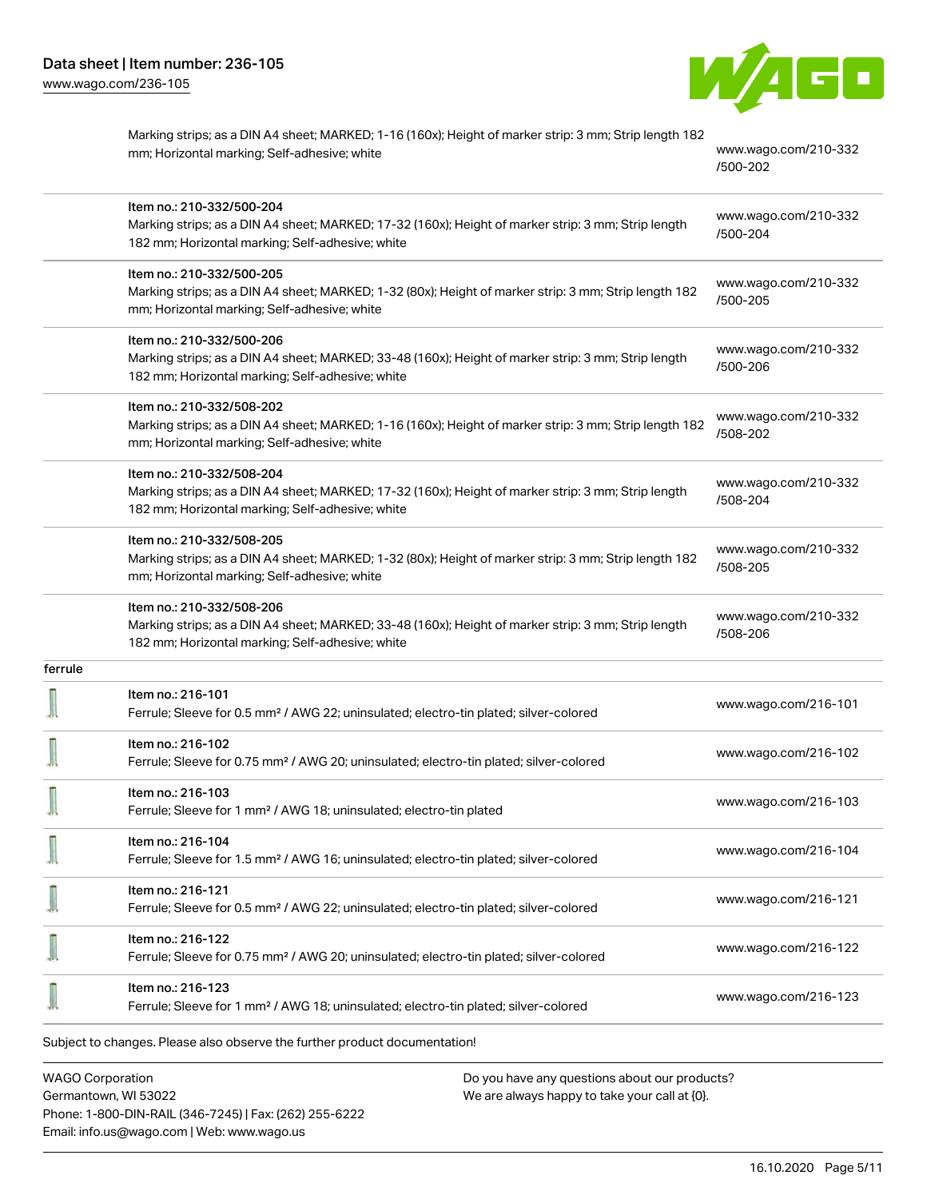| | | |
|---|---|---|
| | Marking strips; as a DIN A4 sheet; MARKED; 1-16 (160x); Height of marker strip: 3 mm; Strip length 182 mm; Horizontal marking; Self-adhesive; white | www.wago.com/210-332/500-202 |
| | Item no.: 210-332/500-204<br>Marking strips; as a DIN A4 sheet; MARKED; 17-32 (160x); Height of marker strip: 3 mm; Strip length 182 mm; Horizontal marking; Self-adhesive; white | www.wago.com/210-332/500-204 |
| | Item no.: 210-332/500-205<br>Marking strips; as a DIN A4 sheet; MARKED; 1-32 (80x); Height of marker strip: 3 mm; Strip length 182 mm; Horizontal marking; Self-adhesive; white | www.wago.com/210-332/500-205 |
| | Item no.: 210-332/500-206<br>Marking strips; as a DIN A4 sheet; MARKED; 33-48 (160x); Height of marker strip: 3 mm; Strip length 182 mm; Horizontal marking; Self-adhesive; white | www.wago.com/210-332/500-206 |
| | Item no.: 210-332/508-202<br>Marking strips; as a DIN A4 sheet; MARKED; 1-16 (160x); Height of marker strip: 3 mm; Strip length 182 mm; Horizontal marking; Self-adhesive; white | www.wago.com/210-332/508-202 |
| | Item no.: 210-332/508-204<br>Marking strips; as a DIN A4 sheet; MARKED; 17-32 (160x); Height of marker strip: 3 mm; Strip length 182 mm; Horizontal marking; Self-adhesive; white | www.wago.com/210-332/508-204 |
| | Item no.: 210-332/508-205<br>Marking strips; as a DIN A4 sheet; MARKED; 1-32 (80x); Height of marker strip: 3 mm; Strip length 182 mm; Horizontal marking; Self-adhesive; white | www.wago.com/210-332/508-205 |
| | Item no.: 210-332/508-206<br>Marking strips; as a DIN A4 sheet; MARKED; 33-48 (160x); Height of marker strip: 3 mm; Strip length 182 mm; Horizontal marking; Self-adhesive; white | www.wago.com/210-332/508-206 |
| ferrule | | |
| | Item no.: 216-101<br>Ferrule; Sleeve for 0.5 mm² / AWG 22; uninsulated; electro-tin plated; silver-colored | www.wago.com/216-101 |
| | Item no.: 216-102<br>Ferrule; Sleeve for 0.75 mm² / AWG 20; uninsulated; electro-tin plated; silver-colored | www.wago.com/216-102 |
| | Item no.: 216-103<br>Ferrule; Sleeve for 1 mm² / AWG 18; uninsulated; electro-tin plated | www.wago.com/216-103 |
| | Item no.: 216-104<br>Ferrule; Sleeve for 1.5 mm² / AWG 16; uninsulated; electro-tin plated; silver-colored | www.wago.com/216-104 |
| | Item no.: 216-121<br>Ferrule; Sleeve for 0.5 mm² / AWG 22; uninsulated; electro-tin plated; silver-colored | www.wago.com/216-121 |
| | Item no.: 216-122<br>Ferrule; Sleeve for 0.75 mm² / AWG 20; uninsulated; electro-tin plated; silver-colored | www.wago.com/216-122 |
| | Item no.: 216-123<br>Ferrule; Sleeve for 1 mm² / AWG 18; uninsulated; electro-tin plated; silver-colored | www.wago.com/216-123 |

Subject to changes. Please also observe the further product documentation!

WAGO Corporation
Germantown, WI 53022
Phone: 1-800-DIN-RAIL (346-7245) | Fax: (262) 255-6222
Email: info.us@wago.com | Web: www.wago.us

Do you have any questions about our products?
We are always happy to take your call at {0}.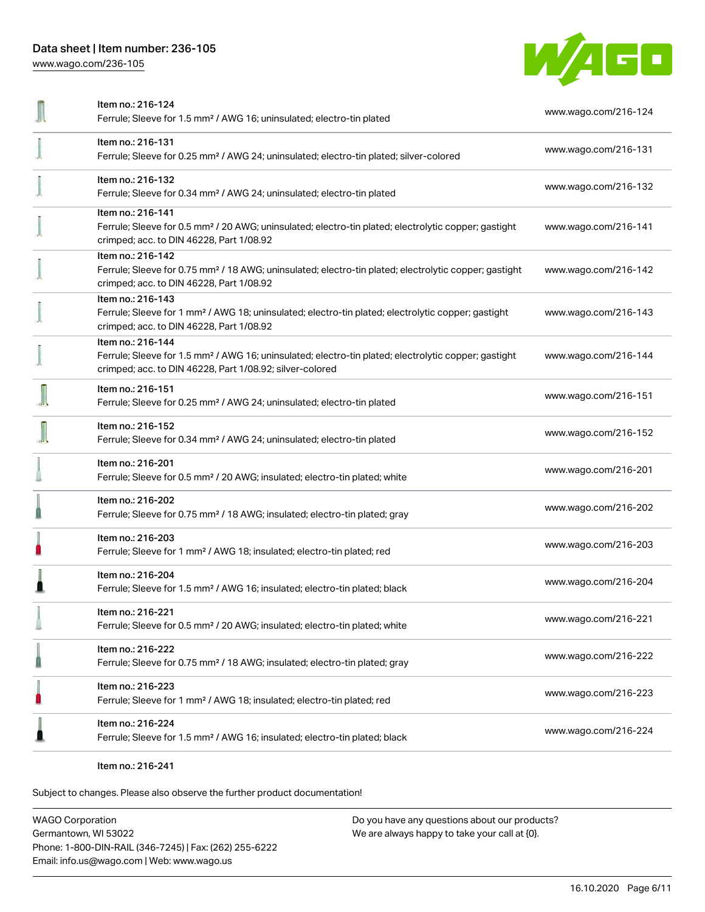| Item | URL |
|---|---|
| Item no.: 216-124<br>Ferrule; Sleeve for 1.5 mm² / AWG 16; uninsulated; electro-tin plated | www.wago.com/216-124 |
| Item no.: 216-131<br>Ferrule; Sleeve for 0.25 mm² / AWG 24; uninsulated; electro-tin plated; silver-colored | www.wago.com/216-131 |
| Item no.: 216-132<br>Ferrule; Sleeve for 0.34 mm² / AWG 24; uninsulated; electro-tin plated | www.wago.com/216-132 |
| Item no.: 216-141<br>Ferrule; Sleeve for 0.5 mm² / 20 AWG; uninsulated; electro-tin plated; electrolytic copper; gastight crimped; acc. to DIN 46228, Part 1/08.92 | www.wago.com/216-141 |
| Item no.: 216-142<br>Ferrule; Sleeve for 0.75 mm² / 18 AWG; uninsulated; electro-tin plated; electrolytic copper; gastight crimped; acc. to DIN 46228, Part 1/08.92 | www.wago.com/216-142 |
| Item no.: 216-143<br>Ferrule; Sleeve for 1 mm² / AWG 18; uninsulated; electro-tin plated; electrolytic copper; gastight crimped; acc. to DIN 46228, Part 1/08.92 | www.wago.com/216-143 |
| Item no.: 216-144<br>Ferrule; Sleeve for 1.5 mm² / AWG 16; uninsulated; electro-tin plated; electrolytic copper; gastight crimped; acc. to DIN 46228, Part 1/08.92; silver-colored | www.wago.com/216-144 |
| Item no.: 216-151<br>Ferrule; Sleeve for 0.25 mm² / AWG 24; uninsulated; electro-tin plated | www.wago.com/216-151 |
| Item no.: 216-152<br>Ferrule; Sleeve for 0.34 mm² / AWG 24; uninsulated; electro-tin plated | www.wago.com/216-152 |
| Item no.: 216-201<br>Ferrule; Sleeve for 0.5 mm² / 20 AWG; insulated; electro-tin plated; white | www.wago.com/216-201 |
| Item no.: 216-202<br>Ferrule; Sleeve for 0.75 mm² / 18 AWG; insulated; electro-tin plated; gray | www.wago.com/216-202 |
| Item no.: 216-203<br>Ferrule; Sleeve for 1 mm² / AWG 18; insulated; electro-tin plated; red | www.wago.com/216-203 |
| Item no.: 216-204<br>Ferrule; Sleeve for 1.5 mm² / AWG 16; insulated; electro-tin plated; black | www.wago.com/216-204 |
| Item no.: 216-221<br>Ferrule; Sleeve for 0.5 mm² / 20 AWG; insulated; electro-tin plated; white | www.wago.com/216-221 |
| Item no.: 216-222<br>Ferrule; Sleeve for 0.75 mm² / 18 AWG; insulated; electro-tin plated; gray | www.wago.com/216-222 |
| Item no.: 216-223<br>Ferrule; Sleeve for 1 mm² / AWG 18; insulated; electro-tin plated; red | www.wago.com/216-223 |
| Item no.: 216-224<br>Ferrule; Sleeve for 1.5 mm² / AWG 16; insulated; electro-tin plated; black | www.wago.com/216-224 |
| Item no.: 216-241 | |

Subject to changes. Please also observe the further product documentation!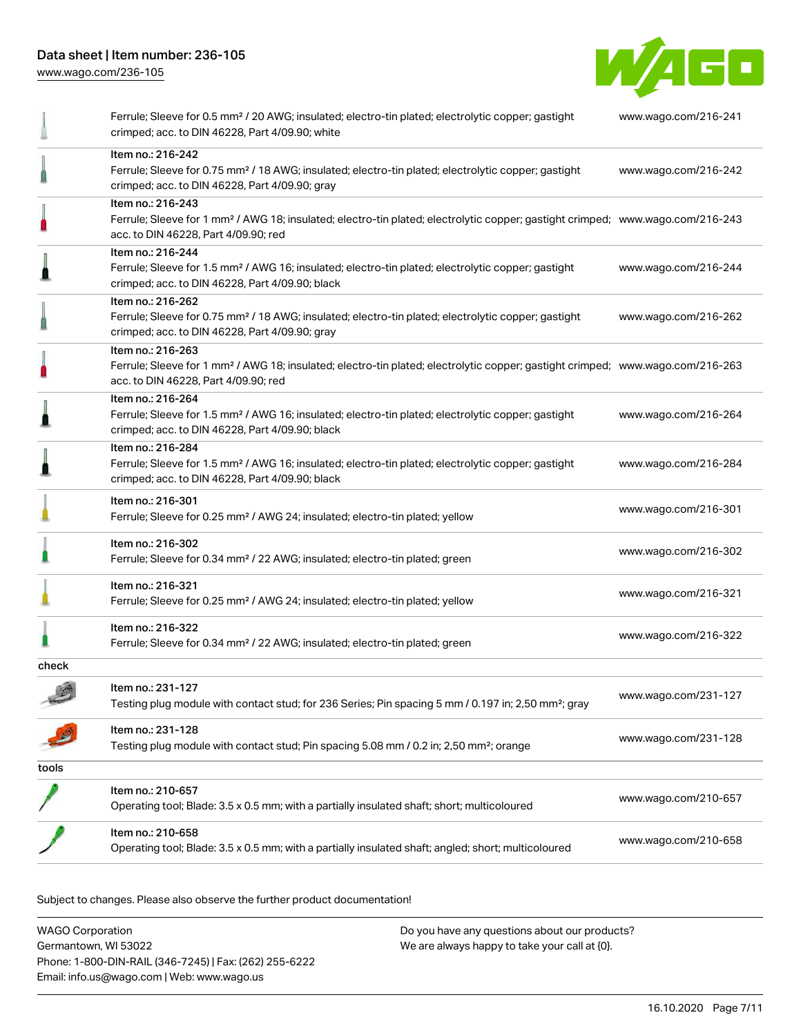| | | |
|---|---|---|
| | Ferrule; Sleeve for 0.5 mm² / 20 AWG; insulated; electro-tin plated; electrolytic copper; gastight crimped; acc. to DIN 46228, Part 4/09.90; white | www.wago.com/216-241 |
| | Item no.: 216-242<br>Ferrule; Sleeve for 0.75 mm² / 18 AWG; insulated; electro-tin plated; electrolytic copper; gastight crimped; acc. to DIN 46228, Part 4/09.90; gray | www.wago.com/216-242 |
| | Item no.: 216-243<br>Ferrule; Sleeve for 1 mm² / AWG 18; insulated; electro-tin plated; electrolytic copper; gastight crimped; acc. to DIN 46228, Part 4/09.90; red | www.wago.com/216-243 |
| | Item no.: 216-244<br>Ferrule; Sleeve for 1.5 mm² / AWG 16; insulated; electro-tin plated; electrolytic copper; gastight crimped; acc. to DIN 46228, Part 4/09.90; black | www.wago.com/216-244 |
| | Item no.: 216-262<br>Ferrule; Sleeve for 0.75 mm² / 18 AWG; insulated; electro-tin plated; electrolytic copper; gastight crimped; acc. to DIN 46228, Part 4/09.90; gray | www.wago.com/216-262 |
| | Item no.: 216-263<br>Ferrule; Sleeve for 1 mm² / AWG 18; insulated; electro-tin plated; electrolytic copper; gastight crimped; acc. to DIN 46228, Part 4/09.90; red | www.wago.com/216-263 |
| | Item no.: 216-264<br>Ferrule; Sleeve for 1.5 mm² / AWG 16; insulated; electro-tin plated; electrolytic copper; gastight crimped; acc. to DIN 46228, Part 4/09.90; black | www.wago.com/216-264 |
| | Item no.: 216-284<br>Ferrule; Sleeve for 1.5 mm² / AWG 16; insulated; electro-tin plated; electrolytic copper; gastight crimped; acc. to DIN 46228, Part 4/09.90; black | www.wago.com/216-284 |
| | Item no.: 216-301<br>Ferrule; Sleeve for 0.25 mm² / AWG 24; insulated; electro-tin plated; yellow | www.wago.com/216-301 |
| | Item no.: 216-302<br>Ferrule; Sleeve for 0.34 mm² / 22 AWG; insulated; electro-tin plated; green | www.wago.com/216-302 |
| | Item no.: 216-321<br>Ferrule; Sleeve for 0.25 mm² / AWG 24; insulated; electro-tin plated; yellow | www.wago.com/216-321 |
| | Item no.: 216-322<br>Ferrule; Sleeve for 0.34 mm² / 22 AWG; insulated; electro-tin plated; green | www.wago.com/216-322 |
| check | | |
| | Item no.: 231-127<br>Testing plug module with contact stud; for 236 Series; Pin spacing 5 mm / 0.197 in; 2,50 mm²; gray | www.wago.com/231-127 |
| | Item no.: 231-128<br>Testing plug module with contact stud; Pin spacing 5.08 mm / 0.2 in; 2,50 mm²; orange | www.wago.com/231-128 |
| tools | | |
| | Item no.: 210-657<br>Operating tool; Blade: 3.5 x 0.5 mm; with a partially insulated shaft; short; multicoloured | www.wago.com/210-657 |
| | Item no.: 210-658<br>Operating tool; Blade: 3.5 x 0.5 mm; with a partially insulated shaft; angled; short; multicoloured | www.wago.com/210-658 |

Subject to changes. Please also observe the further product documentation!

WAGO Corporation
Germantown, WI 53022
Phone: 1-800-DIN-RAIL (346-7245) | Fax: (262) 255-6222
Email: info.us@wago.com | Web: www.wago.us

Do you have any questions about our products?
We are always happy to take your call at {0}.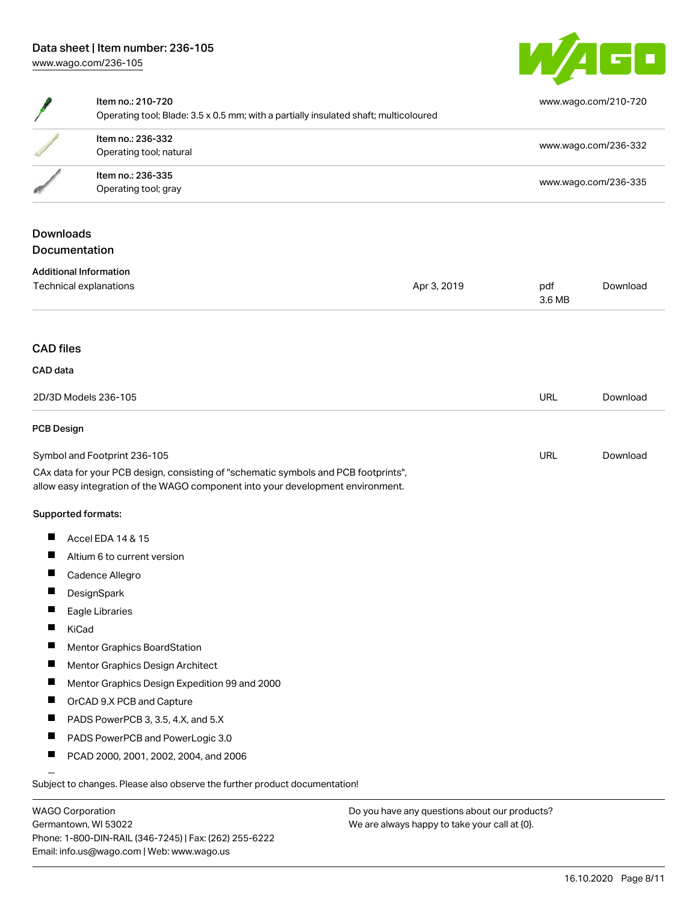| Item | Description | Link |
|---|---|---|
| Item no.: 210-720 | Operating tool; Blade: 3.5 x 0.5 mm; with a partially insulated shaft; multicoloured | www.wago.com/210-720 |
| Item no.: 236-332 | Operating tool; natural | www.wago.com/236-332 |
| Item no.: 236-335 | Operating tool; gray | www.wago.com/236-335 |

## Downloads

### Documentation

**Additional Information**

| | | | |
|---|---|---|---|
| Technical explanations | Apr 3, 2019 | pdf 3.6 MB | Download |

## CAD files

### CAD data

| | | |
|---|---|---|
| 2D/3D Models 236-105 | URL | Download |

### PCB Design

| | | |
|---|---|---|
| Symbol and Footprint 236-105 | URL | Download |

CAx data for your PCB design, consisting of "schematic symbols and PCB footprints", allow easy integration of the WAGO component into your development environment.

**Supported formats:**

- Accel EDA 14 & 15
- Altium 6 to current version
- Cadence Allegro
- DesignSpark
- Eagle Libraries
- KiCad
- Mentor Graphics BoardStation
- Mentor Graphics Design Architect
- Mentor Graphics Design Expedition 99 and 2000
- OrCAD 9.X PCB and Capture
- PADS PowerPCB 3, 3.5, 4.X, and 5.X
- PADS PowerPCB and PowerLogic 3.0
- PCAD 2000, 2001, 2002, 2004, and 2006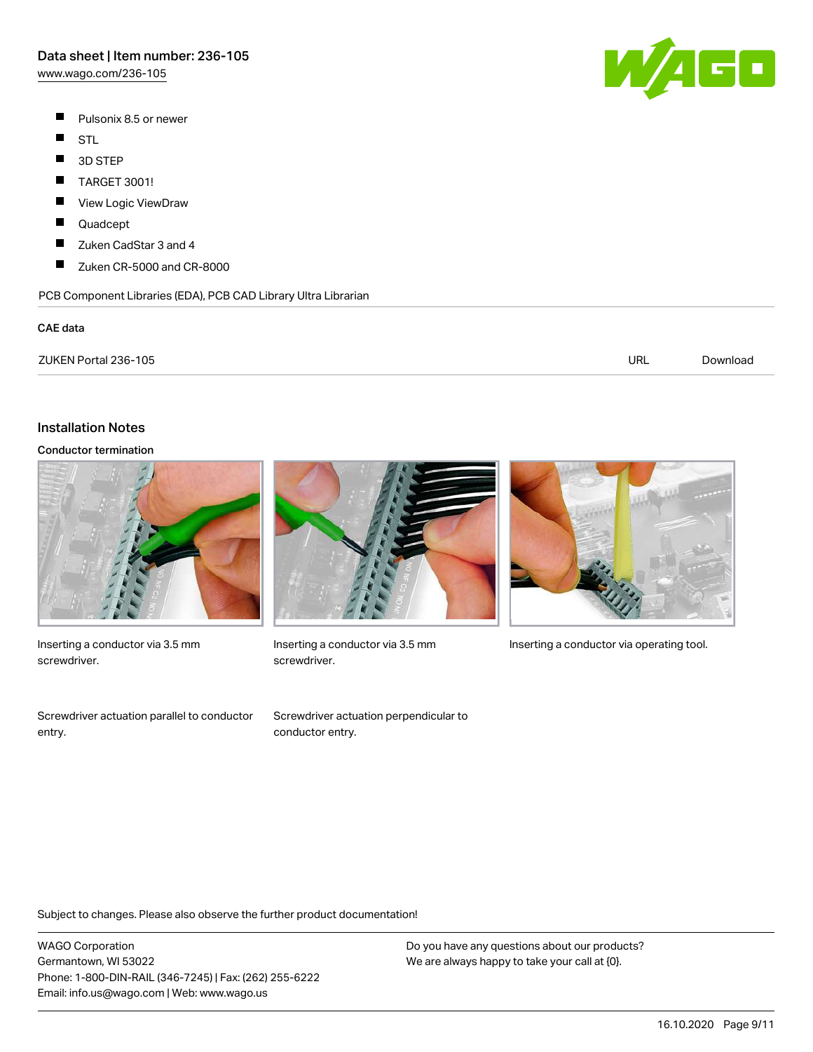- Pulsonix 8.5 or newer
- STL
- 3D STEP
- TARGET 3001!
- View Logic ViewDraw
- Quadcept
- Zuken CadStar 3 and 4
- Zuken CR-5000 and CR-8000

PCB Component Libraries (EDA), PCB CAD Library Ultra Librarian

### CAE data

| | | |
|---|---|---|
| ZUKEN Portal 236-105 | URL | Download |

## Installation Notes

### Conductor termination

Inserting a conductor via 3.5 mm screwdriver.

Inserting a conductor via 3.5 mm screwdriver.

Inserting a conductor via operating tool.

Screwdriver actuation parallel to conductor entry.

Screwdriver actuation perpendicular to conductor entry.

Subject to changes. Please also observe the further product documentation!

WAGO Corporation
Germantown, WI 53022
Phone: 1-800-DIN-RAIL (346-7245) | Fax: (262) 255-6222
Email: info.us@wago.com | Web: www.wago.us

Do you have any questions about our products?
We are always happy to take your call at {0}.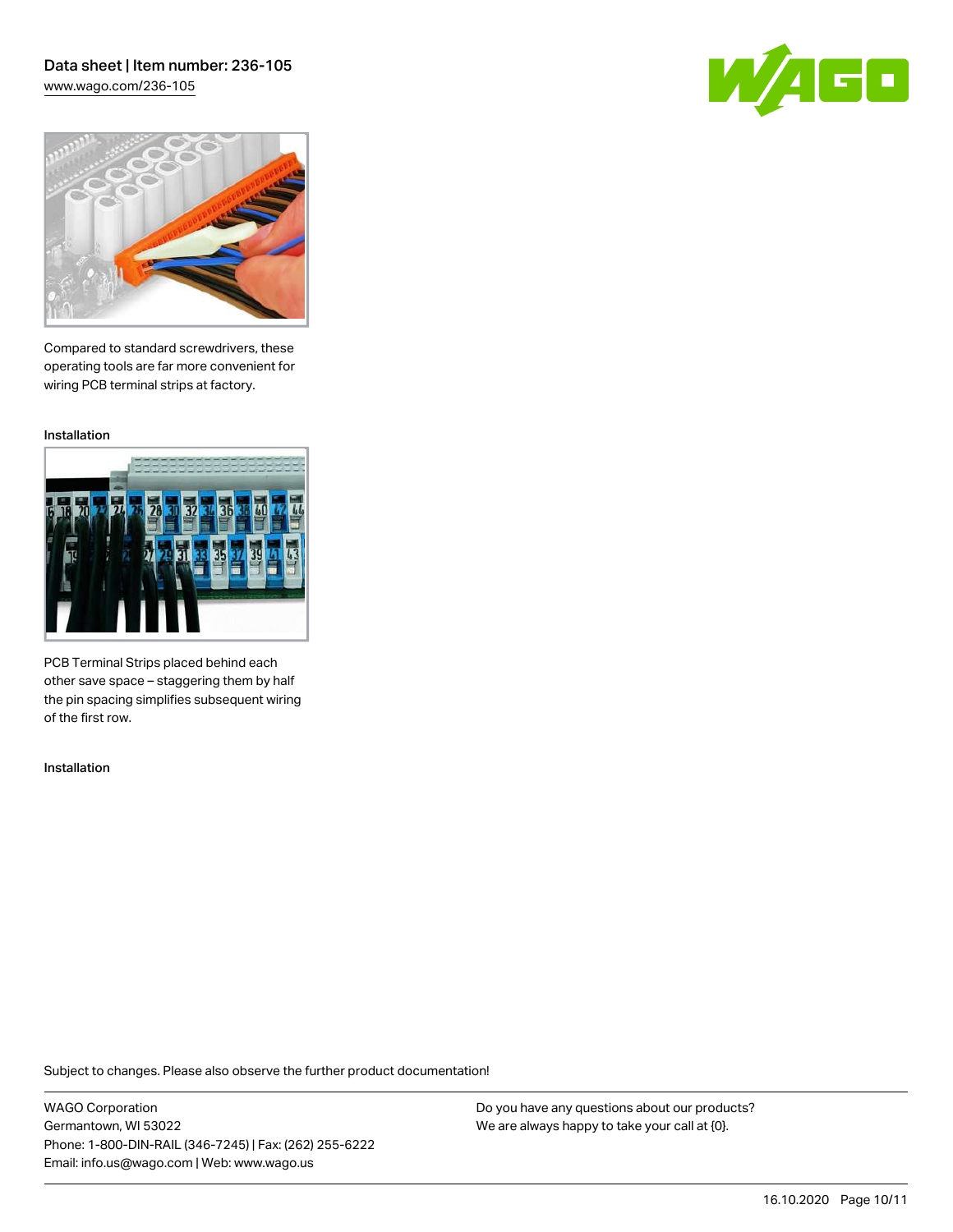Compared to standard screwdrivers, these operating tools are far more convenient for wiring PCB terminal strips at factory.

Installation

PCB Terminal Strips placed behind each other save space – staggering them by half the pin spacing simplifies subsequent wiring of the first row.

Installation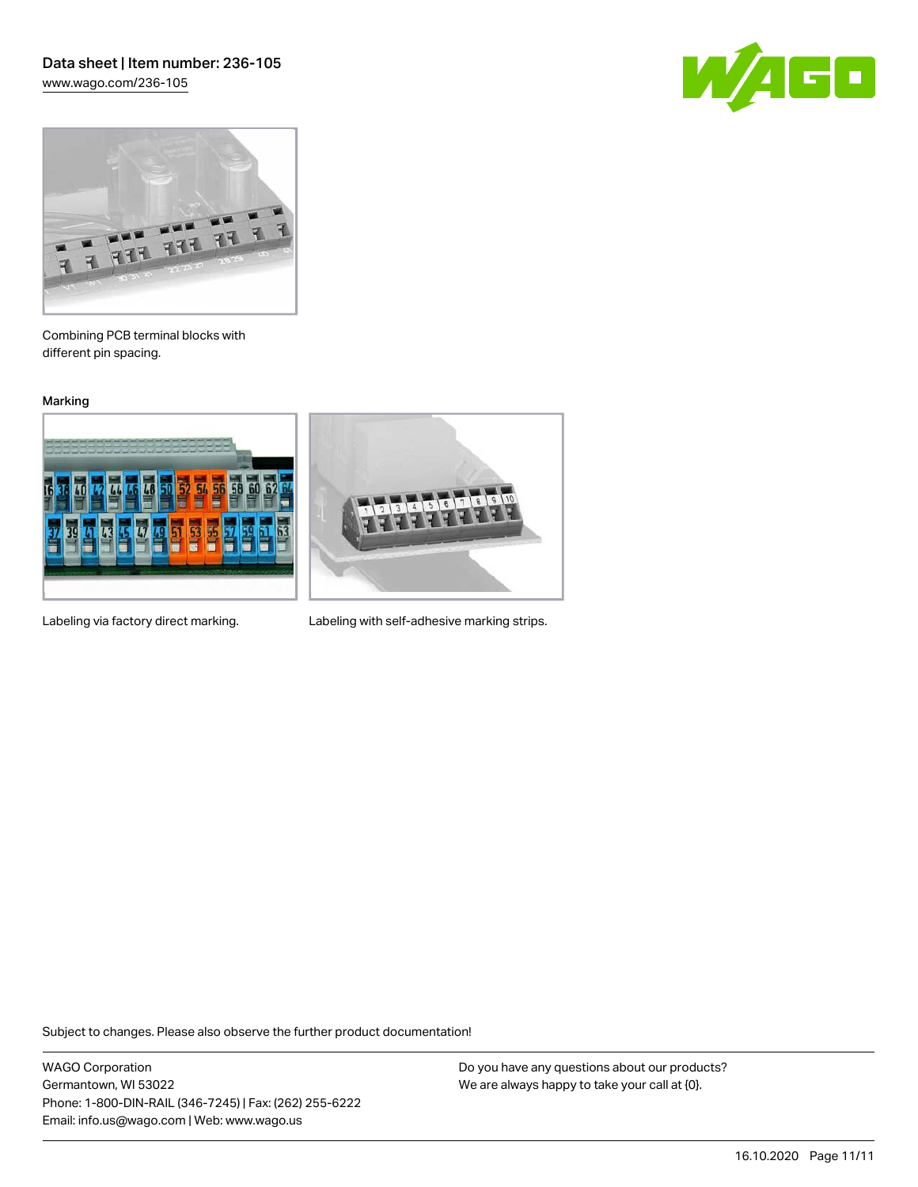Combining PCB terminal blocks with different pin spacing.

Marking

Labeling via factory direct marking.

Labeling with self-adhesive marking strips.

Subject to changes. Please also observe the further product documentation!

WAGO Corporation
Germantown, WI 53022
Phone: 1-800-DIN-RAIL (346-7245) | Fax: (262) 255-6222
Email: info.us@wago.com | Web: www.wago.us

Do you have any questions about our products?
We are always happy to take your call at {0}.